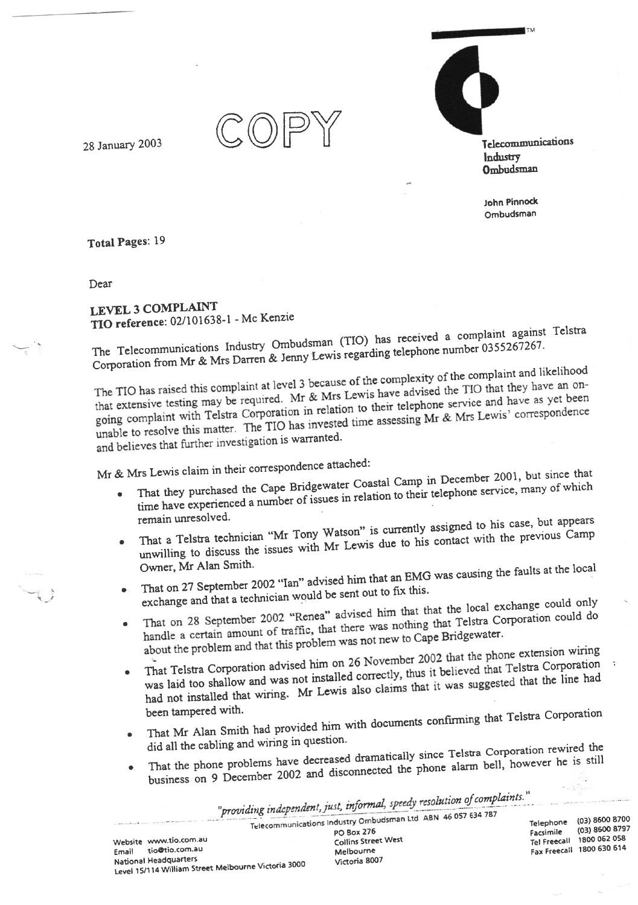28 January 2003

COPY

**Telecommunications Industry Ombudsman**

John Pinnock
Ombudsman

**Total Pages**: 19

Dear

**LEVEL 3 COMPLAINT**
**TIO reference**: 02/101638-1 - Mc Kenzie

The Telecommunications Industry Ombudsman (TIO) has received a complaint against Telstra Corporation from Mr & Mrs Darren & Jenny Lewis regarding telephone number 0355267267.

The TIO has raised this complaint at level 3 because of the complexity of the complaint and likelihood that extensive testing may be required. Mr & Mrs Lewis have advised the TIO that they have an on-going complaint with Telstra Corporation in relation to their telephone service and have as yet been unable to resolve this matter. The TIO has invested time assessing Mr & Mrs Lewis' correspondence and believes that further investigation is warranted.

Mr & Mrs Lewis claim in their correspondence attached:

- That they purchased the Cape Bridgewater Coastal Camp in December 2001, but since that time have experienced a number of issues in relation to their telephone service, many of which remain unresolved.
- That a Telstra technician "Mr Tony Watson" is currently assigned to his case, but appears unwilling to discuss the issues with Mr Lewis due to his contact with the previous Camp Owner, Mr Alan Smith.
- That on 27 September 2002 "Ian" advised him that an EMG was causing the faults at the local exchange and that a technician would be sent out to fix this.
- That on 28 September 2002 "Renea" advised him that that the local exchange could only handle a certain amount of traffic, that there was nothing that Telstra Corporation could do about the problem and that this problem was not new to Cape Bridgewater.
- That Telstra Corporation advised him on 26 November 2002 that the phone extension wiring was laid too shallow and was not installed correctly, thus it believed that Telstra Corporation had not installed that wiring. Mr Lewis also claims that it was suggested that the line had been tampered with.
- That Mr Alan Smith had provided him with documents confirming that Telstra Corporation did all the cabling and wiring in question.
- That the phone problems have decreased dramatically since Telstra Corporation rewired the business on 9 December 2002 and disconnected the phone alarm bell, however he is still

*"providing independent, just, informal, speedy resolution of complaints."*

Telecommunications Industry Ombudsman Ltd ABN 46 057 634 787

Website www.tio.com.au
Email tio@tio.com.au
National Headquarters
Level 15/114 William Street Melbourne Victoria 3000

PO Box 276
Collins Street West
Melbourne
Victoria 8007

Telephone (03) 8600 8700
Facsimile (03) 8600 8797
Tel Freecall 1800 062 058
Fax Freecall 1800 630 614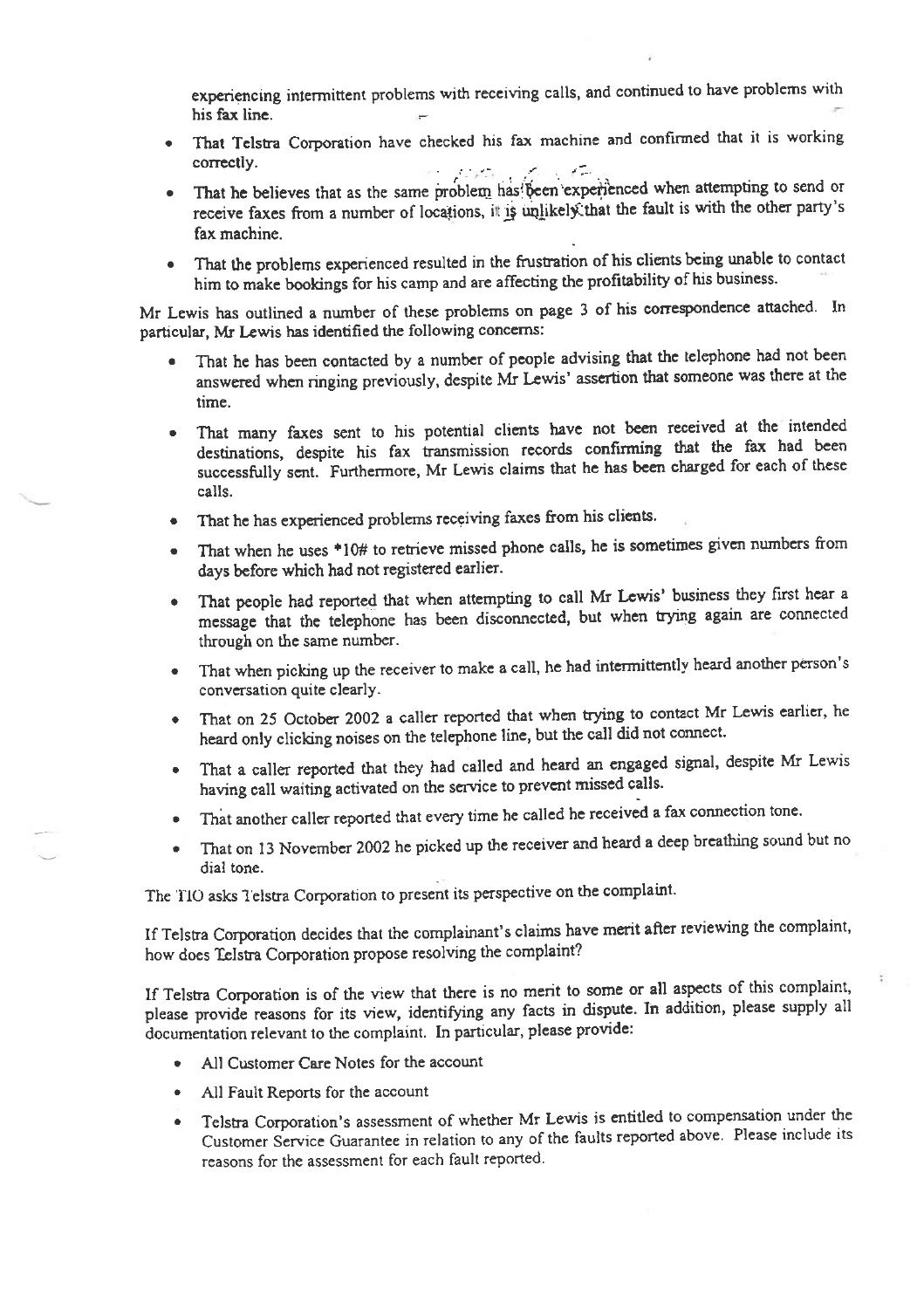experiencing intermittent problems with receiving calls, and continued to have problems with his fax line.

- That Telstra Corporation have checked his fax machine and confirmed that it is working correctly.
- That he believes that as the same problem has been experienced when attempting to send or receive faxes from a number of locations, it is unlikely that the fault is with the other party's fax machine.
- That the problems experienced resulted in the frustration of his clients being unable to contact him to make bookings for his camp and are affecting the profitability of his business.

Mr Lewis has outlined a number of these problems on page 3 of his correspondence attached. In particular, Mr Lewis has identified the following concerns:

- That he has been contacted by a number of people advising that the telephone had not been answered when ringing previously, despite Mr Lewis' assertion that someone was there at the time.
- That many faxes sent to his potential clients have not been received at the intended destinations, despite his fax transmission records confirming that the fax had been successfully sent. Furthermore, Mr Lewis claims that he has been charged for each of these calls.
- That he has experienced problems receiving faxes from his clients.
- That when he uses *10# to retrieve missed phone calls, he is sometimes given numbers from days before which had not registered earlier.
- That people had reported that when attempting to call Mr Lewis' business they first hear a message that the telephone has been disconnected, but when trying again are connected through on the same number.
- That when picking up the receiver to make a call, he had intermittently heard another person's conversation quite clearly.
- That on 25 October 2002 a caller reported that when trying to contact Mr Lewis earlier, he heard only clicking noises on the telephone line, but the call did not connect.
- That a caller reported that they had called and heard an engaged signal, despite Mr Lewis having call waiting activated on the service to prevent missed calls.
- That another caller reported that every time he called he received a fax connection tone.
- That on 13 November 2002 he picked up the receiver and heard a deep breathing sound but no dial tone.

The TIO asks Telstra Corporation to present its perspective on the complaint.

If Telstra Corporation decides that the complainant's claims have merit after reviewing the complaint, how does Telstra Corporation propose resolving the complaint?

If Telstra Corporation is of the view that there is no merit to some or all aspects of this complaint, please provide reasons for its view, identifying any facts in dispute. In addition, please supply all documentation relevant to the complaint. In particular, please provide:

- All Customer Care Notes for the account
- All Fault Reports for the account
- Telstra Corporation's assessment of whether Mr Lewis is entitled to compensation under the Customer Service Guarantee in relation to any of the faults reported above. Please include its reasons for the assessment for each fault reported.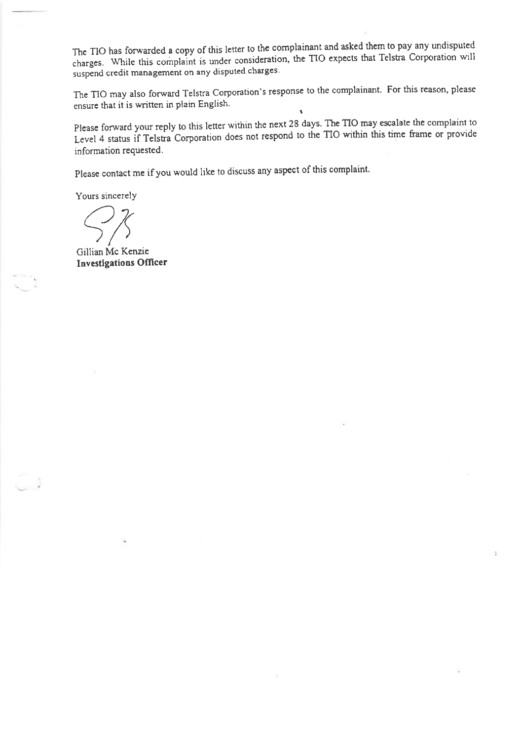The TIO has forwarded a copy of this letter to the complainant and asked them to pay any undisputed charges. While this complaint is under consideration, the TIO expects that Telstra Corporation will suspend credit management on any disputed charges.

The TIO may also forward Telstra Corporation's response to the complainant. For this reason, please ensure that it is written in plain English.

Please forward your reply to this letter within the next 28 days. The TIO may escalate the complaint to Level 4 status if Telstra Corporation does not respond to the TIO within this time frame or provide information requested.

Please contact me if you would like to discuss any aspect of this complaint.

Yours sincerely

Gillian Mc Kenzie
**Investigations Officer**